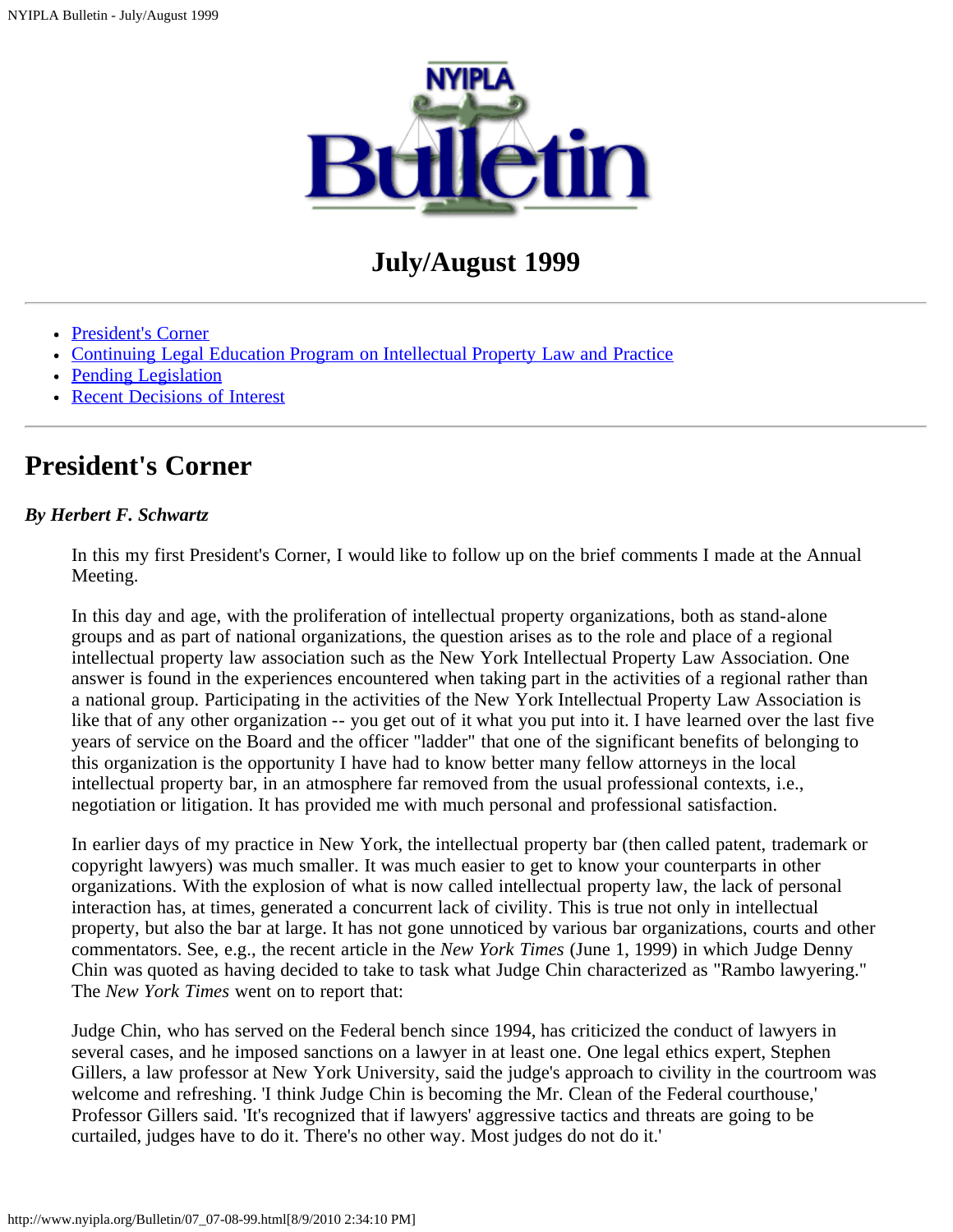# NYIPLA Bulletin

## July/August 1999

- President's Corner
- Continuing Legal Education Program on Intellectual Property Law and Practice
- Pending Legislation
- Recent Decisions of Interest

---

## President's Corner

***By Herbert F. Schwartz***

In this my first President's Corner, I would like to follow up on the brief comments I made at the Annual Meeting.

In this day and age, with the proliferation of intellectual property organizations, both as stand-alone groups and as part of national organizations, the question arises as to the role and place of a regional intellectual property law association such as the New York Intellectual Property Law Association. One answer is found in the experiences encountered when taking part in the activities of a regional rather than a national group. Participating in the activities of the New York Intellectual Property Law Association is like that of any other organization -- you get out of it what you put into it. I have learned over the last five years of service on the Board and the officer "ladder" that one of the significant benefits of belonging to this organization is the opportunity I have had to know better many fellow attorneys in the local intellectual property bar, in an atmosphere far removed from the usual professional contexts, i.e., negotiation or litigation. It has provided me with much personal and professional satisfaction.

In earlier days of my practice in New York, the intellectual property bar (then called patent, trademark or copyright lawyers) was much smaller. It was much easier to get to know your counterparts in other organizations. With the explosion of what is now called intellectual property law, the lack of personal interaction has, at times, generated a concurrent lack of civility. This is true not only in intellectual property, but also the bar at large. It has not gone unnoticed by various bar organizations, courts and other commentators. See, e.g., the recent article in the *New York Times* (June 1, 1999) in which Judge Denny Chin was quoted as having decided to take to task what Judge Chin characterized as "Rambo lawyering." The *New York Times* went on to report that:

Judge Chin, who has served on the Federal bench since 1994, has criticized the conduct of lawyers in several cases, and he imposed sanctions on a lawyer in at least one. One legal ethics expert, Stephen Gillers, a law professor at New York University, said the judge's approach to civility in the courtroom was welcome and refreshing. 'I think Judge Chin is becoming the Mr. Clean of the Federal courthouse,' Professor Gillers said. 'It's recognized that if lawyers' aggressive tactics and threats are going to be curtailed, judges have to do it. There's no other way. Most judges do not do it.'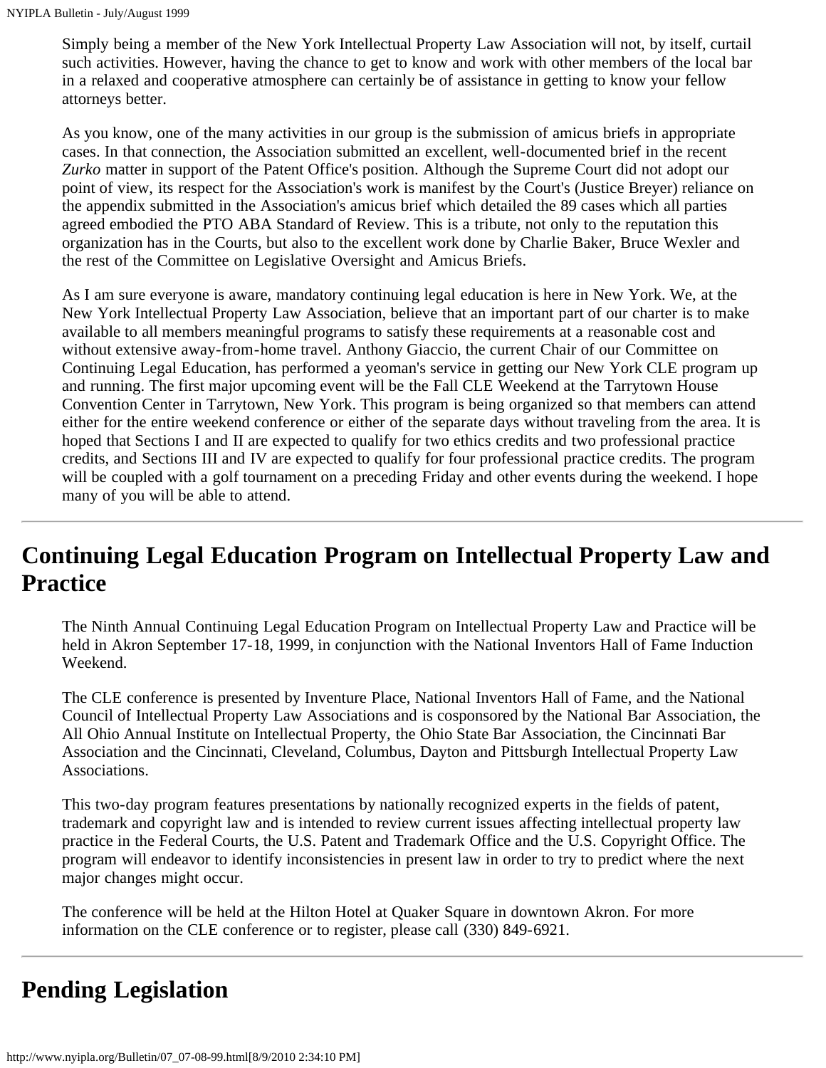Simply being a member of the New York Intellectual Property Law Association will not, by itself, curtail such activities. However, having the chance to get to know and work with other members of the local bar in a relaxed and cooperative atmosphere can certainly be of assistance in getting to know your fellow attorneys better.

As you know, one of the many activities in our group is the submission of amicus briefs in appropriate cases. In that connection, the Association submitted an excellent, well-documented brief in the recent *Zurko* matter in support of the Patent Office's position. Although the Supreme Court did not adopt our point of view, its respect for the Association's work is manifest by the Court's (Justice Breyer) reliance on the appendix submitted in the Association's amicus brief which detailed the 89 cases which all parties agreed embodied the PTO ABA Standard of Review. This is a tribute, not only to the reputation this organization has in the Courts, but also to the excellent work done by Charlie Baker, Bruce Wexler and the rest of the Committee on Legislative Oversight and Amicus Briefs.

As I am sure everyone is aware, mandatory continuing legal education is here in New York. We, at the New York Intellectual Property Law Association, believe that an important part of our charter is to make available to all members meaningful programs to satisfy these requirements at a reasonable cost and without extensive away-from-home travel. Anthony Giaccio, the current Chair of our Committee on Continuing Legal Education, has performed a yeoman's service in getting our New York CLE program up and running. The first major upcoming event will be the Fall CLE Weekend at the Tarrytown House Convention Center in Tarrytown, New York. This program is being organized so that members can attend either for the entire weekend conference or either of the separate days without traveling from the area. It is hoped that Sections I and II are expected to qualify for two ethics credits and two professional practice credits, and Sections III and IV are expected to qualify for four professional practice credits. The program will be coupled with a golf tournament on a preceding Friday and other events during the weekend. I hope many of you will be able to attend.

## Continuing Legal Education Program on Intellectual Property Law and Practice

The Ninth Annual Continuing Legal Education Program on Intellectual Property Law and Practice will be held in Akron September 17-18, 1999, in conjunction with the National Inventors Hall of Fame Induction Weekend.

The CLE conference is presented by Inventure Place, National Inventors Hall of Fame, and the National Council of Intellectual Property Law Associations and is cosponsored by the National Bar Association, the All Ohio Annual Institute on Intellectual Property, the Ohio State Bar Association, the Cincinnati Bar Association and the Cincinnati, Cleveland, Columbus, Dayton and Pittsburgh Intellectual Property Law Associations.

This two-day program features presentations by nationally recognized experts in the fields of patent, trademark and copyright law and is intended to review current issues affecting intellectual property law practice in the Federal Courts, the U.S. Patent and Trademark Office and the U.S. Copyright Office. The program will endeavor to identify inconsistencies in present law in order to try to predict where the next major changes might occur.

The conference will be held at the Hilton Hotel at Quaker Square in downtown Akron. For more information on the CLE conference or to register, please call (330) 849-6921.

## Pending Legislation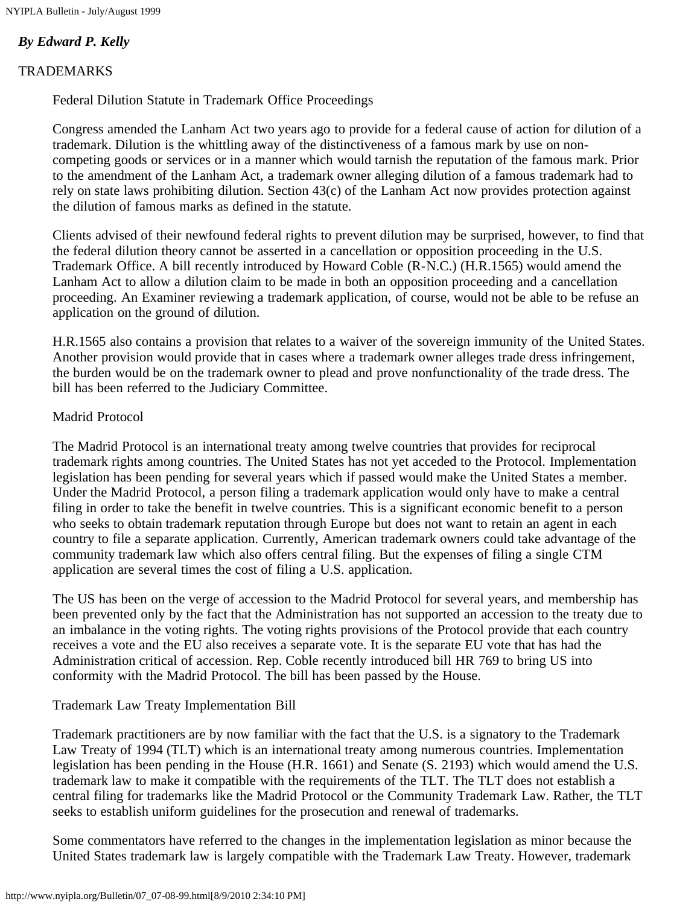***By Edward P. Kelly***

TRADEMARKS

Federal Dilution Statute in Trademark Office Proceedings

Congress amended the Lanham Act two years ago to provide for a federal cause of action for dilution of a trademark. Dilution is the whittling away of the distinctiveness of a famous mark by use on non-competing goods or services or in a manner which would tarnish the reputation of the famous mark. Prior to the amendment of the Lanham Act, a trademark owner alleging dilution of a famous trademark had to rely on state laws prohibiting dilution. Section 43(c) of the Lanham Act now provides protection against the dilution of famous marks as defined in the statute.

Clients advised of their newfound federal rights to prevent dilution may be surprised, however, to find that the federal dilution theory cannot be asserted in a cancellation or opposition proceeding in the U.S. Trademark Office. A bill recently introduced by Howard Coble (R-N.C.) (H.R.1565) would amend the Lanham Act to allow a dilution claim to be made in both an opposition proceeding and a cancellation proceeding. An Examiner reviewing a trademark application, of course, would not be able to be refuse an application on the ground of dilution.

H.R.1565 also contains a provision that relates to a waiver of the sovereign immunity of the United States. Another provision would provide that in cases where a trademark owner alleges trade dress infringement, the burden would be on the trademark owner to plead and prove nonfunctionality of the trade dress. The bill has been referred to the Judiciary Committee.

Madrid Protocol

The Madrid Protocol is an international treaty among twelve countries that provides for reciprocal trademark rights among countries. The United States has not yet acceded to the Protocol. Implementation legislation has been pending for several years which if passed would make the United States a member. Under the Madrid Protocol, a person filing a trademark application would only have to make a central filing in order to take the benefit in twelve countries. This is a significant economic benefit to a person who seeks to obtain trademark reputation through Europe but does not want to retain an agent in each country to file a separate application. Currently, American trademark owners could take advantage of the community trademark law which also offers central filing. But the expenses of filing a single CTM application are several times the cost of filing a U.S. application.

The US has been on the verge of accession to the Madrid Protocol for several years, and membership has been prevented only by the fact that the Administration has not supported an accession to the treaty due to an imbalance in the voting rights. The voting rights provisions of the Protocol provide that each country receives a vote and the EU also receives a separate vote. It is the separate EU vote that has had the Administration critical of accession. Rep. Coble recently introduced bill HR 769 to bring US into conformity with the Madrid Protocol. The bill has been passed by the House.

Trademark Law Treaty Implementation Bill

Trademark practitioners are by now familiar with the fact that the U.S. is a signatory to the Trademark Law Treaty of 1994 (TLT) which is an international treaty among numerous countries. Implementation legislation has been pending in the House (H.R. 1661) and Senate (S. 2193) which would amend the U.S. trademark law to make it compatible with the requirements of the TLT. The TLT does not establish a central filing for trademarks like the Madrid Protocol or the Community Trademark Law. Rather, the TLT seeks to establish uniform guidelines for the prosecution and renewal of trademarks.

Some commentators have referred to the changes in the implementation legislation as minor because the United States trademark law is largely compatible with the Trademark Law Treaty. However, trademark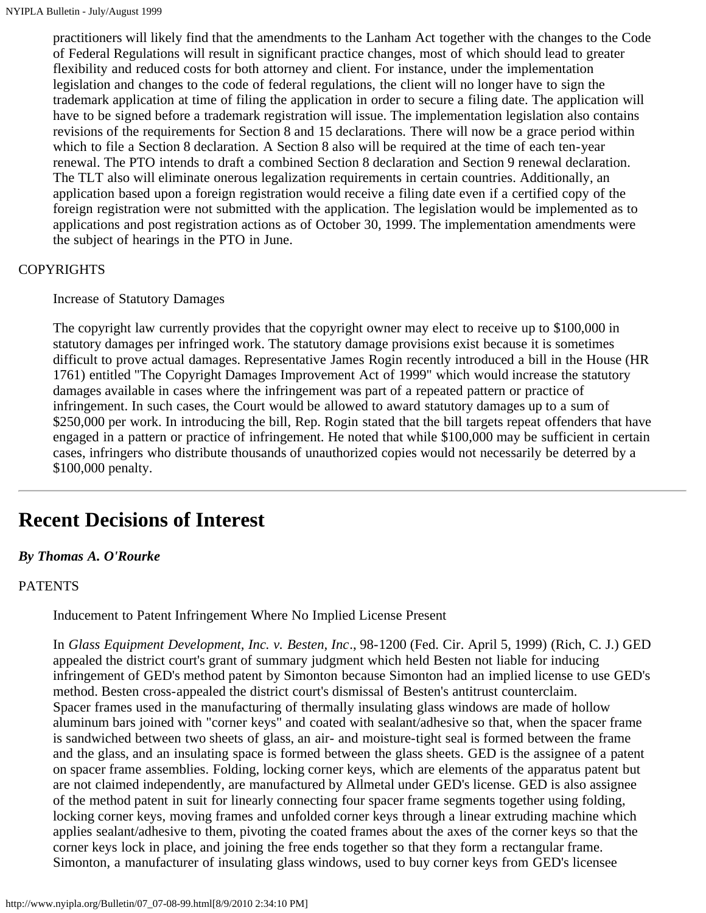practitioners will likely find that the amendments to the Lanham Act together with the changes to the Code of Federal Regulations will result in significant practice changes, most of which should lead to greater flexibility and reduced costs for both attorney and client. For instance, under the implementation legislation and changes to the code of federal regulations, the client will no longer have to sign the trademark application at time of filing the application in order to secure a filing date. The application will have to be signed before a trademark registration will issue. The implementation legislation also contains revisions of the requirements for Section 8 and 15 declarations. There will now be a grace period within which to file a Section 8 declaration. A Section 8 also will be required at the time of each ten-year renewal. The PTO intends to draft a combined Section 8 declaration and Section 9 renewal declaration. The TLT also will eliminate onerous legalization requirements in certain countries. Additionally, an application based upon a foreign registration would receive a filing date even if a certified copy of the foreign registration were not submitted with the application. The legislation would be implemented as to applications and post registration actions as of October 30, 1999. The implementation amendments were the subject of hearings in the PTO in June.

COPYRIGHTS

Increase of Statutory Damages

The copyright law currently provides that the copyright owner may elect to receive up to $100,000 in statutory damages per infringed work. The statutory damage provisions exist because it is sometimes difficult to prove actual damages. Representative James Rogin recently introduced a bill in the House (HR 1761) entitled "The Copyright Damages Improvement Act of 1999" which would increase the statutory damages available in cases where the infringement was part of a repeated pattern or practice of infringement. In such cases, the Court would be allowed to award statutory damages up to a sum of $250,000 per work. In introducing the bill, Rep. Rogin stated that the bill targets repeat offenders that have engaged in a pattern or practice of infringement. He noted that while $100,000 may be sufficient in certain cases, infringers who distribute thousands of unauthorized copies would not necessarily be deterred by a $100,000 penalty.

---

## Recent Decisions of Interest

***By Thomas A. O'Rourke***

PATENTS

Inducement to Patent Infringement Where No Implied License Present

In *Glass Equipment Development, Inc. v. Besten, Inc*., 98-1200 (Fed. Cir. April 5, 1999) (Rich, C. J.) GED appealed the district court's grant of summary judgment which held Besten not liable for inducing infringement of GED's method patent by Simonton because Simonton had an implied license to use GED's method. Besten cross-appealed the district court's dismissal of Besten's antitrust counterclaim.
Spacer frames used in the manufacturing of thermally insulating glass windows are made of hollow aluminum bars joined with "corner keys" and coated with sealant/adhesive so that, when the spacer frame is sandwiched between two sheets of glass, an air- and moisture-tight seal is formed between the frame and the glass, and an insulating space is formed between the glass sheets. GED is the assignee of a patent on spacer frame assemblies. Folding, locking corner keys, which are elements of the apparatus patent but are not claimed independently, are manufactured by Allmetal under GED's license. GED is also assignee of the method patent in suit for linearly connecting four spacer frame segments together using folding, locking corner keys, moving frames and unfolded corner keys through a linear extruding machine which applies sealant/adhesive to them, pivoting the coated frames about the axes of the corner keys so that the corner keys lock in place, and joining the free ends together so that they form a rectangular frame. Simonton, a manufacturer of insulating glass windows, used to buy corner keys from GED's licensee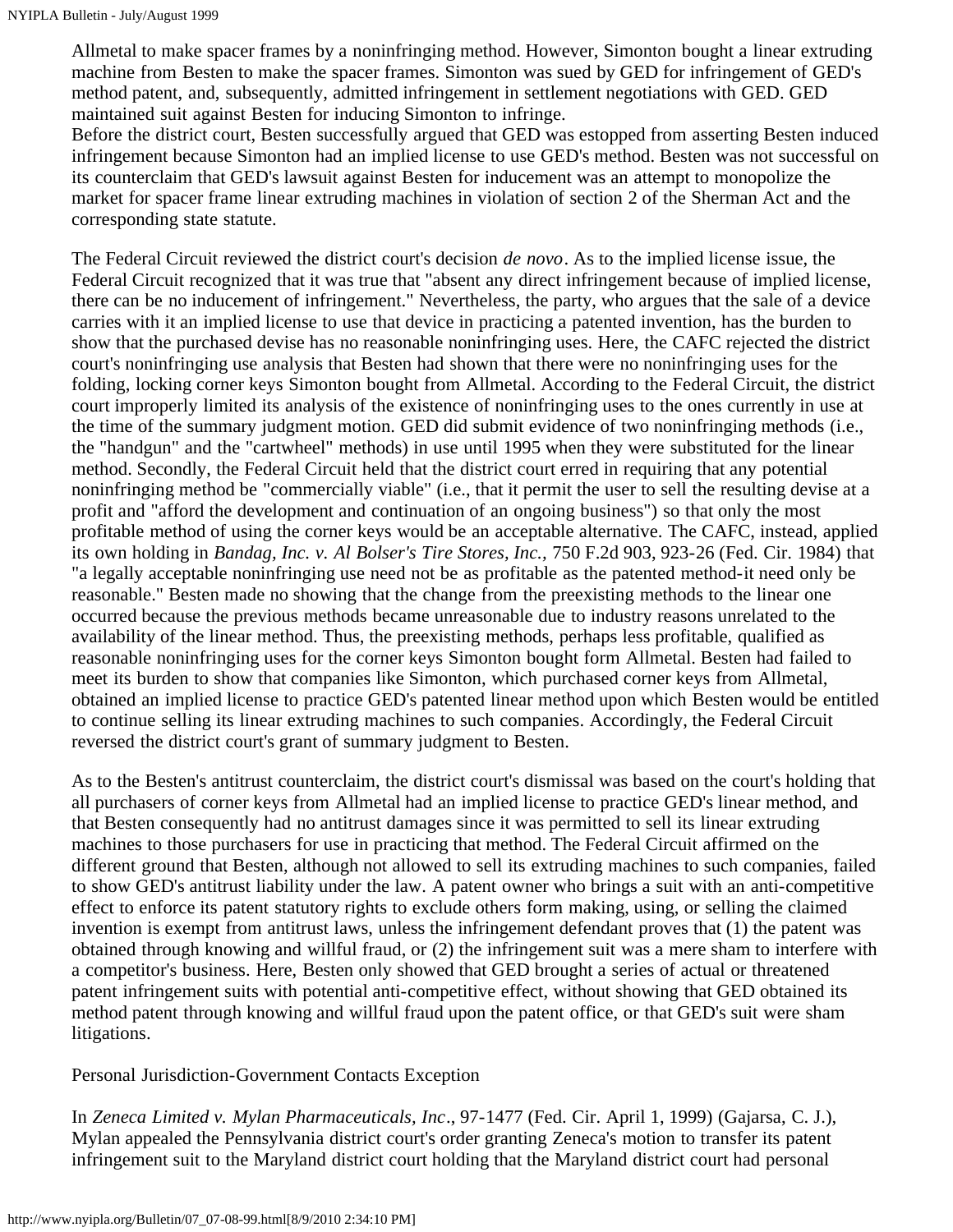Allmetal to make spacer frames by a noninfringing method. However, Simonton bought a linear extruding machine from Besten to make the spacer frames. Simonton was sued by GED for infringement of GED's method patent, and, subsequently, admitted infringement in settlement negotiations with GED. GED maintained suit against Besten for inducing Simonton to infringe.
Before the district court, Besten successfully argued that GED was estopped from asserting Besten induced infringement because Simonton had an implied license to use GED's method. Besten was not successful on its counterclaim that GED's lawsuit against Besten for inducement was an attempt to monopolize the market for spacer frame linear extruding machines in violation of section 2 of the Sherman Act and the corresponding state statute.

The Federal Circuit reviewed the district court's decision *de novo*. As to the implied license issue, the Federal Circuit recognized that it was true that "absent any direct infringement because of implied license, there can be no inducement of infringement." Nevertheless, the party, who argues that the sale of a device carries with it an implied license to use that device in practicing a patented invention, has the burden to show that the purchased devise has no reasonable noninfringing uses. Here, the CAFC rejected the district court's noninfringing use analysis that Besten had shown that there were no noninfringing uses for the folding, locking corner keys Simonton bought from Allmetal. According to the Federal Circuit, the district court improperly limited its analysis of the existence of noninfringing uses to the ones currently in use at the time of the summary judgment motion. GED did submit evidence of two noninfringing methods (i.e., the "handgun" and the "cartwheel" methods) in use until 1995 when they were substituted for the linear method. Secondly, the Federal Circuit held that the district court erred in requiring that any potential noninfringing method be "commercially viable" (i.e., that it permit the user to sell the resulting devise at a profit and "afford the development and continuation of an ongoing business") so that only the most profitable method of using the corner keys would be an acceptable alternative. The CAFC, instead, applied its own holding in *Bandag, Inc. v. Al Bolser's Tire Stores, Inc.,* 750 F.2d 903, 923-26 (Fed. Cir. 1984) that "a legally acceptable noninfringing use need not be as profitable as the patented method-it need only be reasonable." Besten made no showing that the change from the preexisting methods to the linear one occurred because the previous methods became unreasonable due to industry reasons unrelated to the availability of the linear method. Thus, the preexisting methods, perhaps less profitable, qualified as reasonable noninfringing uses for the corner keys Simonton bought form Allmetal. Besten had failed to meet its burden to show that companies like Simonton, which purchased corner keys from Allmetal, obtained an implied license to practice GED's patented linear method upon which Besten would be entitled to continue selling its linear extruding machines to such companies. Accordingly, the Federal Circuit reversed the district court's grant of summary judgment to Besten.

As to the Besten's antitrust counterclaim, the district court's dismissal was based on the court's holding that all purchasers of corner keys from Allmetal had an implied license to practice GED's linear method, and that Besten consequently had no antitrust damages since it was permitted to sell its linear extruding machines to those purchasers for use in practicing that method. The Federal Circuit affirmed on the different ground that Besten, although not allowed to sell its extruding machines to such companies, failed to show GED's antitrust liability under the law. A patent owner who brings a suit with an anti-competitive effect to enforce its patent statutory rights to exclude others form making, using, or selling the claimed invention is exempt from antitrust laws, unless the infringement defendant proves that (1) the patent was obtained through knowing and willful fraud, or (2) the infringement suit was a mere sham to interfere with a competitor's business. Here, Besten only showed that GED brought a series of actual or threatened patent infringement suits with potential anti-competitive effect, without showing that GED obtained its method patent through knowing and willful fraud upon the patent office, or that GED's suit were sham litigations.

Personal Jurisdiction-Government Contacts Exception

In *Zeneca Limited v. Mylan Pharmaceuticals, Inc*., 97-1477 (Fed. Cir. April 1, 1999) (Gajarsa, C. J.), Mylan appealed the Pennsylvania district court's order granting Zeneca's motion to transfer its patent infringement suit to the Maryland district court holding that the Maryland district court had personal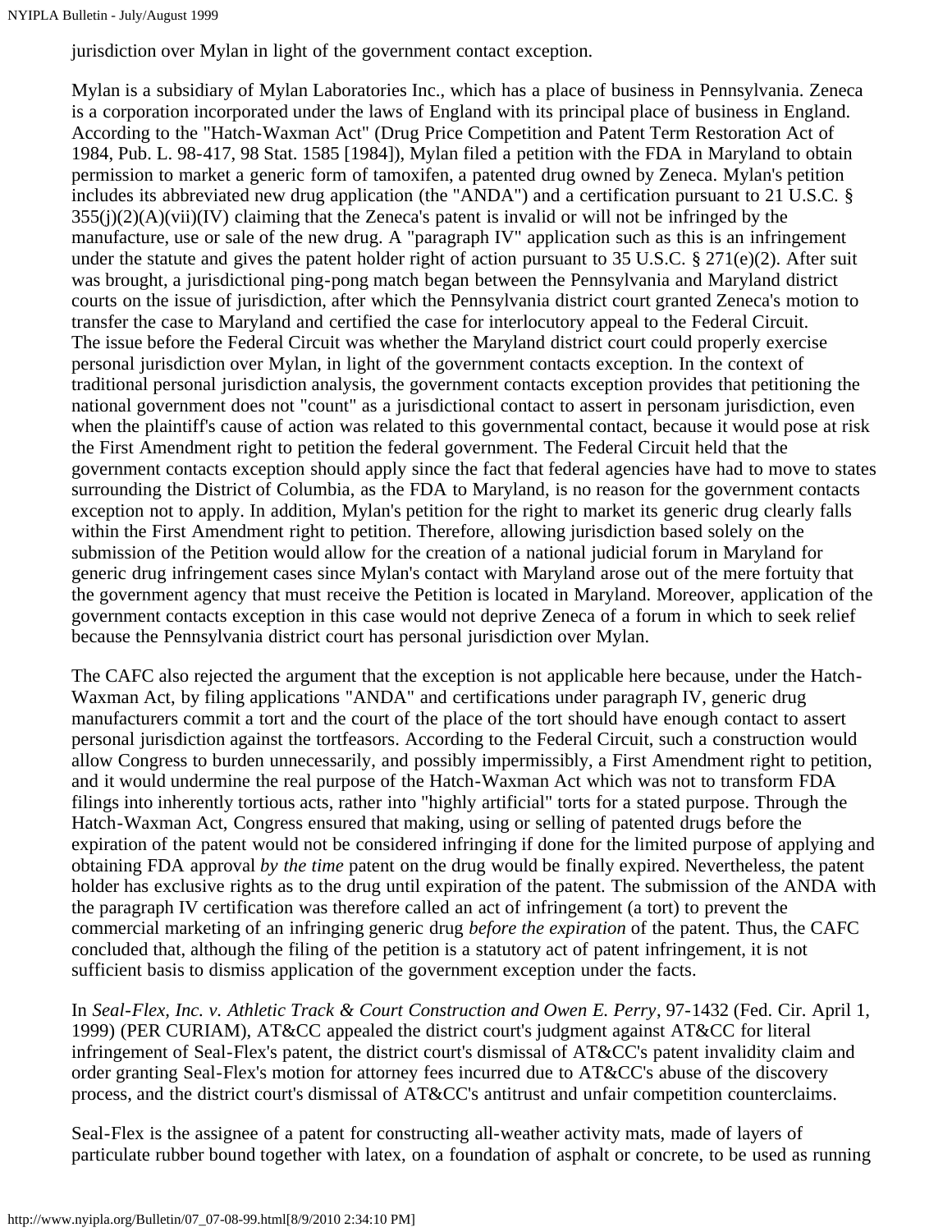jurisdiction over Mylan in light of the government contact exception.

Mylan is a subsidiary of Mylan Laboratories Inc., which has a place of business in Pennsylvania. Zeneca is a corporation incorporated under the laws of England with its principal place of business in England. According to the "Hatch-Waxman Act" (Drug Price Competition and Patent Term Restoration Act of 1984, Pub. L. 98-417, 98 Stat. 1585 [1984]), Mylan filed a petition with the FDA in Maryland to obtain permission to market a generic form of tamoxifen, a patented drug owned by Zeneca. Mylan's petition includes its abbreviated new drug application (the "ANDA") and a certification pursuant to 21 U.S.C. § 355(j)(2)(A)(vii)(IV) claiming that the Zeneca's patent is invalid or will not be infringed by the manufacture, use or sale of the new drug. A "paragraph IV" application such as this is an infringement under the statute and gives the patent holder right of action pursuant to 35 U.S.C. § 271(e)(2). After suit was brought, a jurisdictional ping-pong match began between the Pennsylvania and Maryland district courts on the issue of jurisdiction, after which the Pennsylvania district court granted Zeneca's motion to transfer the case to Maryland and certified the case for interlocutory appeal to the Federal Circuit. The issue before the Federal Circuit was whether the Maryland district court could properly exercise personal jurisdiction over Mylan, in light of the government contacts exception. In the context of traditional personal jurisdiction analysis, the government contacts exception provides that petitioning the national government does not "count" as a jurisdictional contact to assert in personam jurisdiction, even when the plaintiff's cause of action was related to this governmental contact, because it would pose at risk the First Amendment right to petition the federal government. The Federal Circuit held that the government contacts exception should apply since the fact that federal agencies have had to move to states surrounding the District of Columbia, as the FDA to Maryland, is no reason for the government contacts exception not to apply. In addition, Mylan's petition for the right to market its generic drug clearly falls within the First Amendment right to petition. Therefore, allowing jurisdiction based solely on the submission of the Petition would allow for the creation of a national judicial forum in Maryland for generic drug infringement cases since Mylan's contact with Maryland arose out of the mere fortuity that the government agency that must receive the Petition is located in Maryland. Moreover, application of the government contacts exception in this case would not deprive Zeneca of a forum in which to seek relief because the Pennsylvania district court has personal jurisdiction over Mylan.

The CAFC also rejected the argument that the exception is not applicable here because, under the Hatch-Waxman Act, by filing applications "ANDA" and certifications under paragraph IV, generic drug manufacturers commit a tort and the court of the place of the tort should have enough contact to assert personal jurisdiction against the tortfeasors. According to the Federal Circuit, such a construction would allow Congress to burden unnecessarily, and possibly impermissibly, a First Amendment right to petition, and it would undermine the real purpose of the Hatch-Waxman Act which was not to transform FDA filings into inherently tortious acts, rather into "highly artificial" torts for a stated purpose. Through the Hatch-Waxman Act, Congress ensured that making, using or selling of patented drugs before the expiration of the patent would not be considered infringing if done for the limited purpose of applying and obtaining FDA approval *by the time* patent on the drug would be finally expired. Nevertheless, the patent holder has exclusive rights as to the drug until expiration of the patent. The submission of the ANDA with the paragraph IV certification was therefore called an act of infringement (a tort) to prevent the commercial marketing of an infringing generic drug *before the expiration* of the patent. Thus, the CAFC concluded that, although the filing of the petition is a statutory act of patent infringement, it is not sufficient basis to dismiss application of the government exception under the facts.

In *Seal-Flex, Inc. v. Athletic Track & Court Construction and Owen E. Perry*, 97-1432 (Fed. Cir. April 1, 1999) (PER CURIAM), AT&CC appealed the district court's judgment against AT&CC for literal infringement of Seal-Flex's patent, the district court's dismissal of AT&CC's patent invalidity claim and order granting Seal-Flex's motion for attorney fees incurred due to AT&CC's abuse of the discovery process, and the district court's dismissal of AT&CC's antitrust and unfair competition counterclaims.

Seal-Flex is the assignee of a patent for constructing all-weather activity mats, made of layers of particulate rubber bound together with latex, on a foundation of asphalt or concrete, to be used as running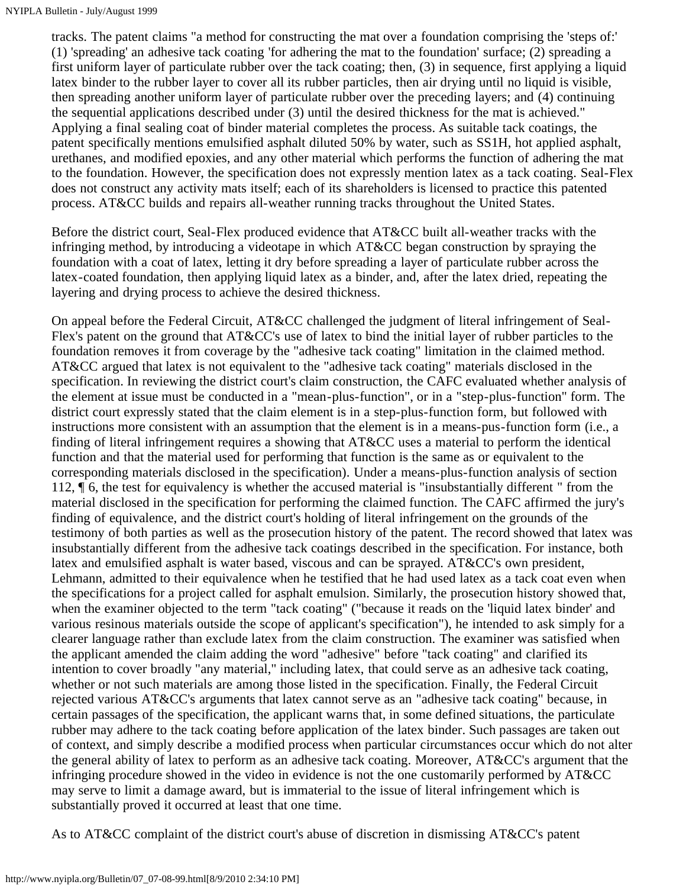tracks. The patent claims "a method for constructing the mat over a foundation comprising the 'steps of:' (1) 'spreading' an adhesive tack coating 'for adhering the mat to the foundation' surface; (2) spreading a first uniform layer of particulate rubber over the tack coating; then, (3) in sequence, first applying a liquid latex binder to the rubber layer to cover all its rubber particles, then air drying until no liquid is visible, then spreading another uniform layer of particulate rubber over the preceding layers; and (4) continuing the sequential applications described under (3) until the desired thickness for the mat is achieved." Applying a final sealing coat of binder material completes the process. As suitable tack coatings, the patent specifically mentions emulsified asphalt diluted 50% by water, such as SS1H, hot applied asphalt, urethanes, and modified epoxies, and any other material which performs the function of adhering the mat to the foundation. However, the specification does not expressly mention latex as a tack coating. Seal-Flex does not construct any activity mats itself; each of its shareholders is licensed to practice this patented process. AT&CC builds and repairs all-weather running tracks throughout the United States.

Before the district court, Seal-Flex produced evidence that AT&CC built all-weather tracks with the infringing method, by introducing a videotape in which AT&CC began construction by spraying the foundation with a coat of latex, letting it dry before spreading a layer of particulate rubber across the latex-coated foundation, then applying liquid latex as a binder, and, after the latex dried, repeating the layering and drying process to achieve the desired thickness.

On appeal before the Federal Circuit, AT&CC challenged the judgment of literal infringement of Seal-Flex's patent on the ground that AT&CC's use of latex to bind the initial layer of rubber particles to the foundation removes it from coverage by the "adhesive tack coating" limitation in the claimed method. AT&CC argued that latex is not equivalent to the "adhesive tack coating" materials disclosed in the specification. In reviewing the district court's claim construction, the CAFC evaluated whether analysis of the element at issue must be conducted in a "mean-plus-function", or in a "step-plus-function" form. The district court expressly stated that the claim element is in a step-plus-function form, but followed with instructions more consistent with an assumption that the element is in a means-pus-function form (i.e., a finding of literal infringement requires a showing that AT&CC uses a material to perform the identical function and that the material used for performing that function is the same as or equivalent to the corresponding materials disclosed in the specification). Under a means-plus-function analysis of section 112, ¶ 6, the test for equivalency is whether the accused material is "insubstantially different " from the material disclosed in the specification for performing the claimed function. The CAFC affirmed the jury's finding of equivalence, and the district court's holding of literal infringement on the grounds of the testimony of both parties as well as the prosecution history of the patent. The record showed that latex was insubstantially different from the adhesive tack coatings described in the specification. For instance, both latex and emulsified asphalt is water based, viscous and can be sprayed. AT&CC's own president, Lehmann, admitted to their equivalence when he testified that he had used latex as a tack coat even when the specifications for a project called for asphalt emulsion. Similarly, the prosecution history showed that, when the examiner objected to the term "tack coating" ("because it reads on the 'liquid latex binder' and various resinous materials outside the scope of applicant's specification"), he intended to ask simply for a clearer language rather than exclude latex from the claim construction. The examiner was satisfied when the applicant amended the claim adding the word "adhesive" before "tack coating" and clarified its intention to cover broadly "any material," including latex, that could serve as an adhesive tack coating, whether or not such materials are among those listed in the specification. Finally, the Federal Circuit rejected various AT&CC's arguments that latex cannot serve as an "adhesive tack coating" because, in certain passages of the specification, the applicant warns that, in some defined situations, the particulate rubber may adhere to the tack coating before application of the latex binder. Such passages are taken out of context, and simply describe a modified process when particular circumstances occur which do not alter the general ability of latex to perform as an adhesive tack coating. Moreover, AT&CC's argument that the infringing procedure showed in the video in evidence is not the one customarily performed by AT&CC may serve to limit a damage award, but is immaterial to the issue of literal infringement which is substantially proved it occurred at least that one time.

As to AT&CC complaint of the district court's abuse of discretion in dismissing AT&CC's patent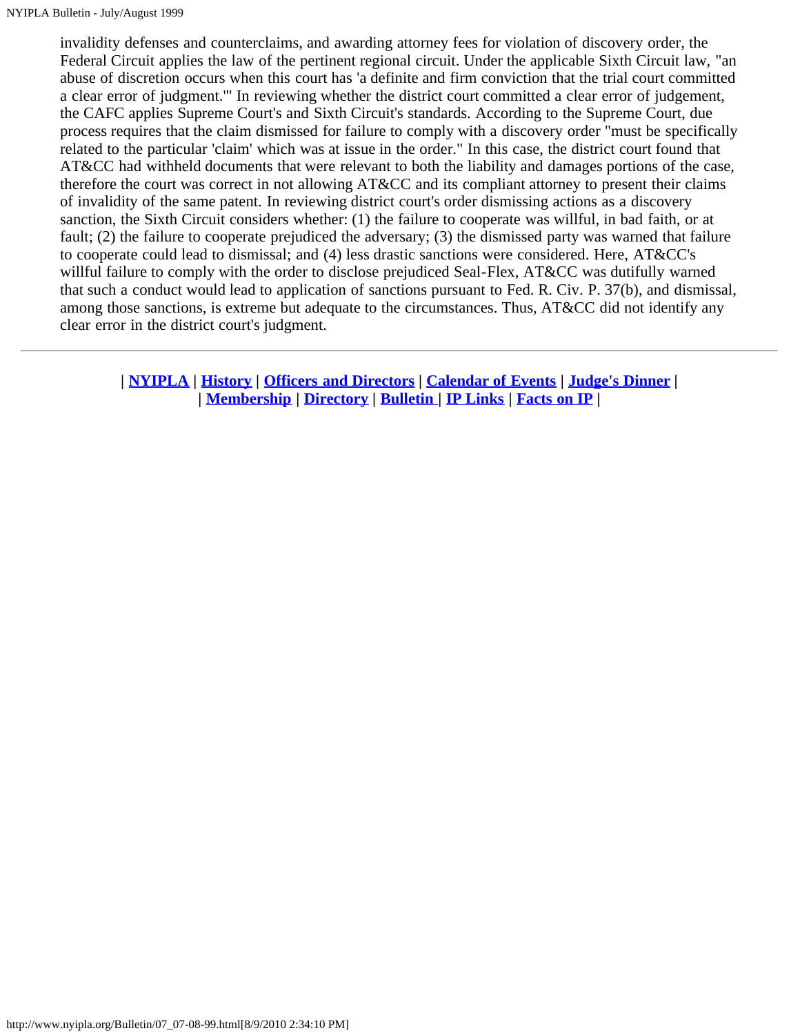invalidity defenses and counterclaims, and awarding attorney fees for violation of discovery order, the Federal Circuit applies the law of the pertinent regional circuit. Under the applicable Sixth Circuit law, "an abuse of discretion occurs when this court has 'a definite and firm conviction that the trial court committed a clear error of judgment.'" In reviewing whether the district court committed a clear error of judgement, the CAFC applies Supreme Court's and Sixth Circuit's standards. According to the Supreme Court, due process requires that the claim dismissed for failure to comply with a discovery order "must be specifically related to the particular 'claim' which was at issue in the order." In this case, the district court found that AT&CC had withheld documents that were relevant to both the liability and damages portions of the case, therefore the court was correct in not allowing AT&CC and its compliant attorney to present their claims of invalidity of the same patent. In reviewing district court's order dismissing actions as a discovery sanction, the Sixth Circuit considers whether: (1) the failure to cooperate was willful, in bad faith, or at fault; (2) the failure to cooperate prejudiced the adversary; (3) the dismissed party was warned that failure to cooperate could lead to dismissal; and (4) less drastic sanctions were considered. Here, AT&CC's willful failure to comply with the order to disclose prejudiced Seal-Flex, AT&CC was dutifully warned that such a conduct would lead to application of sanctions pursuant to Fed. R. Civ. P. 37(b), and dismissal, among those sanctions, is extreme but adequate to the circumstances. Thus, AT&CC did not identify any clear error in the district court's judgment.

---

| **NYIPLA** | **History** | **Officers and Directors** | **Calendar of Events** | **Judge's Dinner** |
| **Membership** | **Directory** | **Bulletin** | **IP Links** | **Facts on IP** |